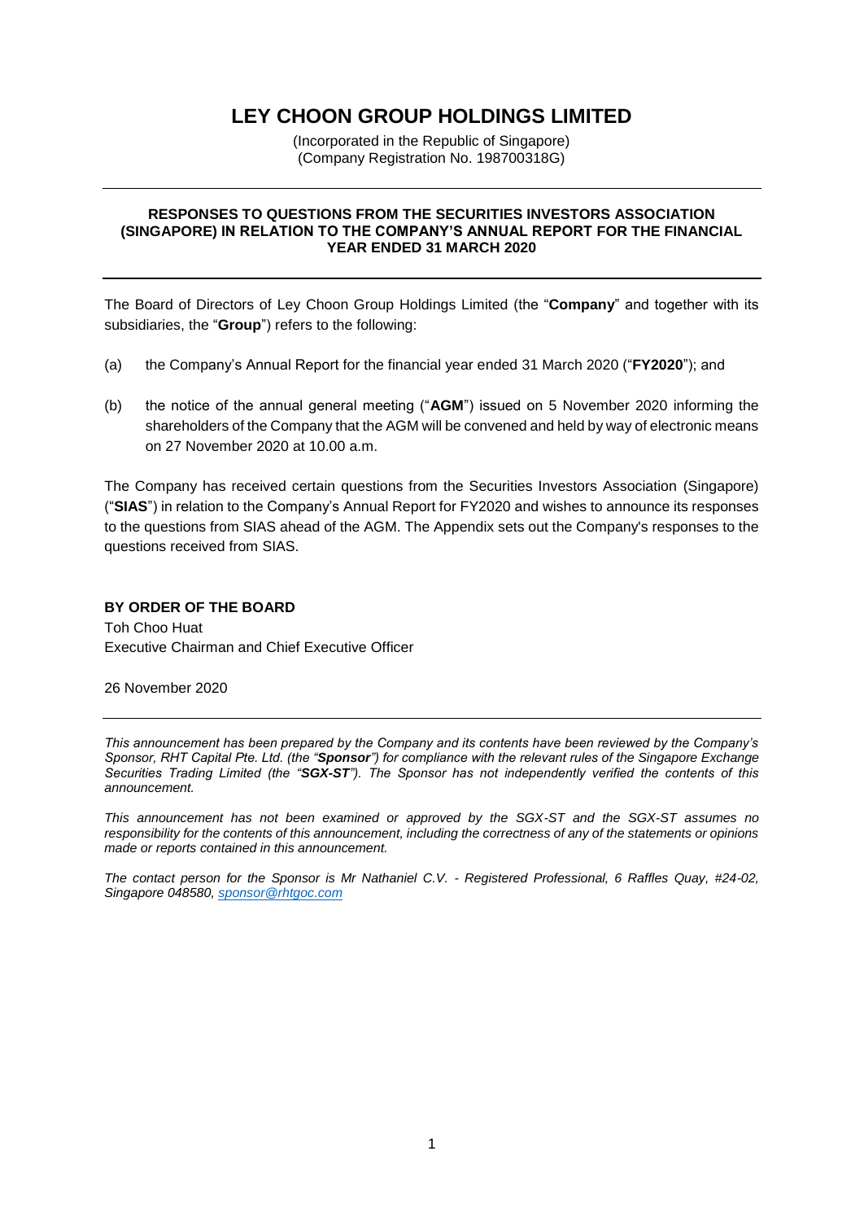# LEY CHOON GROUP HOLDINGS LIMITED

(Incorporated in the Republic of Singapore)
(Company Registration No. 198700318G)

---

**RESPONSES TO QUESTIONS FROM THE SECURITIES INVESTORS ASSOCIATION (SINGAPORE) IN RELATION TO THE COMPANY'S ANNUAL REPORT FOR THE FINANCIAL YEAR ENDED 31 MARCH 2020**

---

The Board of Directors of Ley Choon Group Holdings Limited (the "**Company**" and together with its subsidiaries, the "**Group**") refers to the following:

(a) the Company's Annual Report for the financial year ended 31 March 2020 ("**FY2020**"); and

(b) the notice of the annual general meeting ("**AGM**") issued on 5 November 2020 informing the shareholders of the Company that the AGM will be convened and held by way of electronic means on 27 November 2020 at 10.00 a.m.

The Company has received certain questions from the Securities Investors Association (Singapore) ("**SIAS**") in relation to the Company's Annual Report for FY2020 and wishes to announce its responses to the questions from SIAS ahead of the AGM. The Appendix sets out the Company's responses to the questions received from SIAS.

**BY ORDER OF THE BOARD**
Toh Choo Huat
Executive Chairman and Chief Executive Officer

26 November 2020

---

*This announcement has been prepared by the Company and its contents have been reviewed by the Company's Sponsor, RHT Capital Pte. Ltd. (the "**Sponsor**") for compliance with the relevant rules of the Singapore Exchange Securities Trading Limited (the "**SGX-ST**"). The Sponsor has not independently verified the contents of this announcement.*

*This announcement has not been examined or approved by the SGX-ST and the SGX-ST assumes no responsibility for the contents of this announcement, including the correctness of any of the statements or opinions made or reports contained in this announcement.*

*The contact person for the Sponsor is Mr Nathaniel C.V. - Registered Professional, 6 Raffles Quay, #24-02, Singapore 048580, sponsor@rhtgoc.com*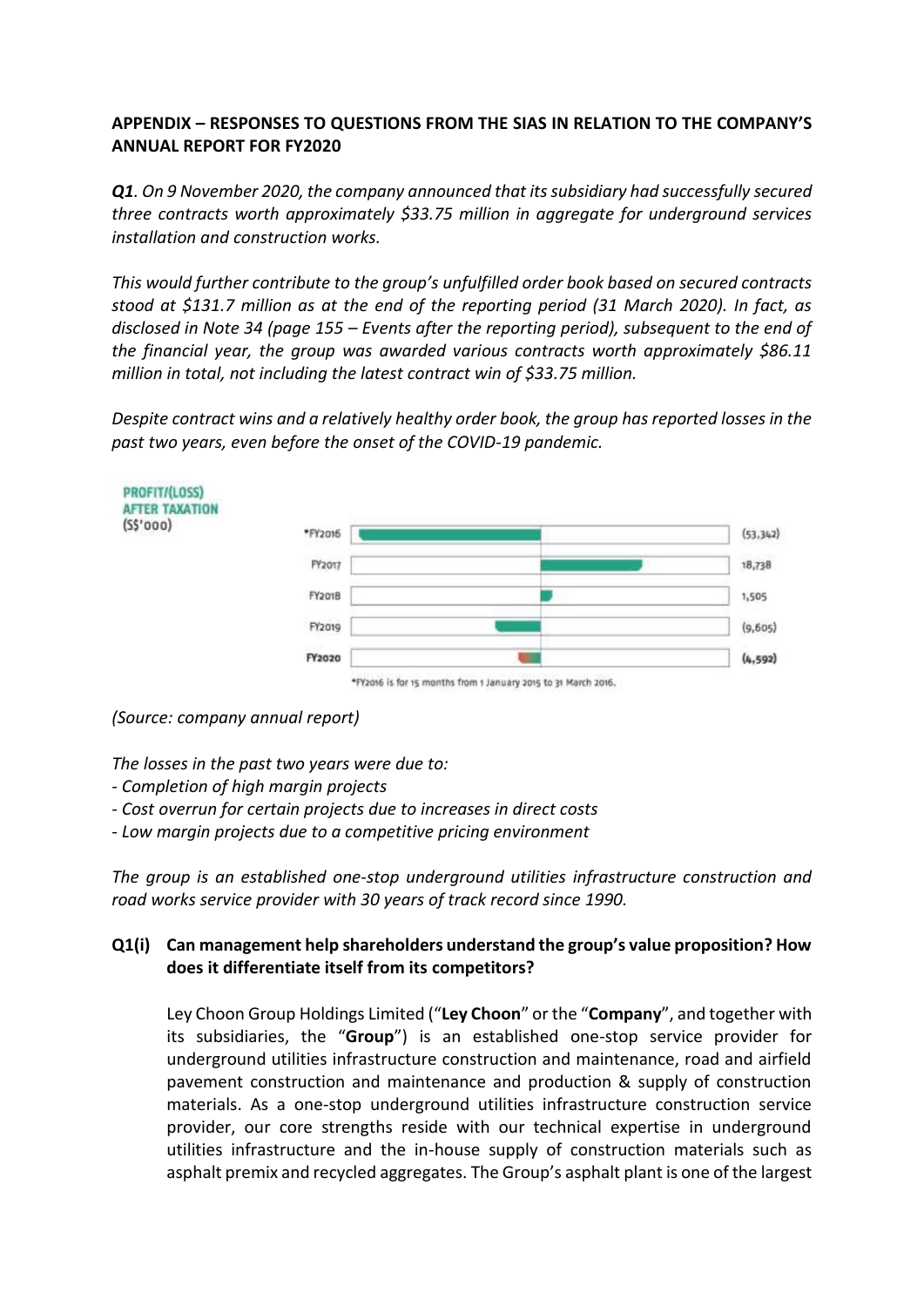**APPENDIX – RESPONSES TO QUESTIONS FROM THE SIAS IN RELATION TO THE COMPANY'S ANNUAL REPORT FOR FY2020**

***Q1**. On 9 November 2020, the company announced that its subsidiary had successfully secured three contracts worth approximately $33.75 million in aggregate for underground services installation and construction works.*

*This would further contribute to the group's unfulfilled order book based on secured contracts stood at $131.7 million as at the end of the reporting period (31 March 2020). In fact, as disclosed in Note 34 (page 155 – Events after the reporting period), subsequent to the end of the financial year, the group was awarded various contracts worth approximately $86.11 million in total, not including the latest contract win of $33.75 million.*

*Despite contract wins and a relatively healthy order book, the group has reported losses in the past two years, even before the onset of the COVID-19 pandemic.*

**PROFIT/(LOSS) AFTER TAXATION (S$'000)**

| | |
|---|---|
| *FY2016 | (53,342) |
| FY2017 | 18,738 |
| FY2018 | 1,505 |
| FY2019 | (9,605) |
| **FY2020** | **(4,592)** |

*FY2016 is for 15 months from 1 January 2015 to 31 March 2016.

*(Source: company annual report)*

*The losses in the past two years were due to:*
- *Completion of high margin projects*
- *Cost overrun for certain projects due to increases in direct costs*
- *Low margin projects due to a competitive pricing environment*

*The group is an established one-stop underground utilities infrastructure construction and road works service provider with 30 years of track record since 1990.*

**Q1(i) Can management help shareholders understand the group's value proposition? How does it differentiate itself from its competitors?**

Ley Choon Group Holdings Limited ("**Ley Choon**" or the "**Company**", and together with its subsidiaries, the "**Group**") is an established one-stop service provider for underground utilities infrastructure construction and maintenance, road and airfield pavement construction and maintenance and production & supply of construction materials. As a one-stop underground utilities infrastructure construction service provider, our core strengths reside with our technical expertise in underground utilities infrastructure and the in-house supply of construction materials such as asphalt premix and recycled aggregates. The Group's asphalt plant is one of the largest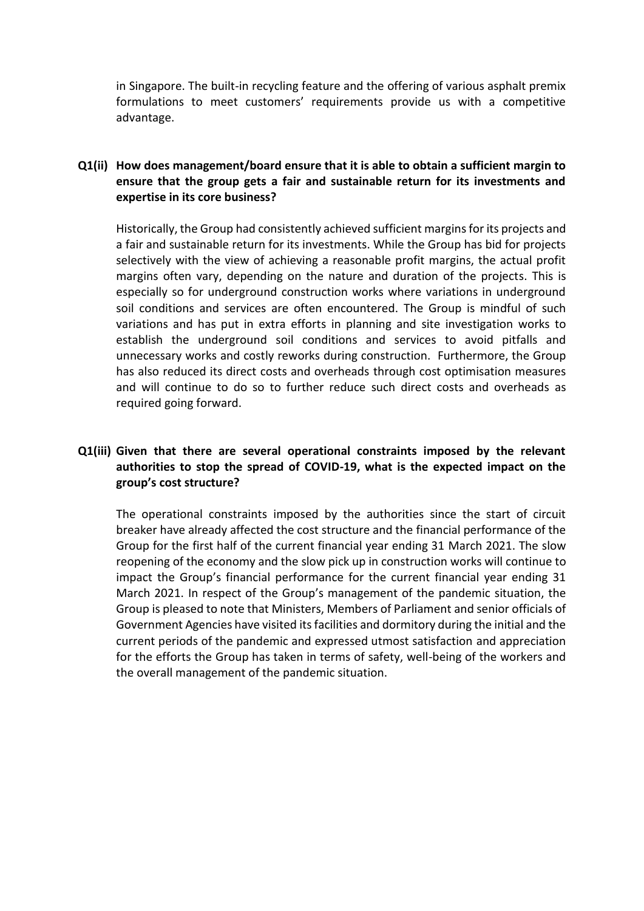in Singapore. The built-in recycling feature and the offering of various asphalt premix formulations to meet customers' requirements provide us with a competitive advantage.

**Q1(ii) How does management/board ensure that it is able to obtain a sufficient margin to ensure that the group gets a fair and sustainable return for its investments and expertise in its core business?**

Historically, the Group had consistently achieved sufficient margins for its projects and a fair and sustainable return for its investments. While the Group has bid for projects selectively with the view of achieving a reasonable profit margins, the actual profit margins often vary, depending on the nature and duration of the projects. This is especially so for underground construction works where variations in underground soil conditions and services are often encountered. The Group is mindful of such variations and has put in extra efforts in planning and site investigation works to establish the underground soil conditions and services to avoid pitfalls and unnecessary works and costly reworks during construction. Furthermore, the Group has also reduced its direct costs and overheads through cost optimisation measures and will continue to do so to further reduce such direct costs and overheads as required going forward.

**Q1(iii) Given that there are several operational constraints imposed by the relevant authorities to stop the spread of COVID-19, what is the expected impact on the group's cost structure?**

The operational constraints imposed by the authorities since the start of circuit breaker have already affected the cost structure and the financial performance of the Group for the first half of the current financial year ending 31 March 2021. The slow reopening of the economy and the slow pick up in construction works will continue to impact the Group's financial performance for the current financial year ending 31 March 2021. In respect of the Group's management of the pandemic situation, the Group is pleased to note that Ministers, Members of Parliament and senior officials of Government Agencies have visited its facilities and dormitory during the initial and the current periods of the pandemic and expressed utmost satisfaction and appreciation for the efforts the Group has taken in terms of safety, well-being of the workers and the overall management of the pandemic situation.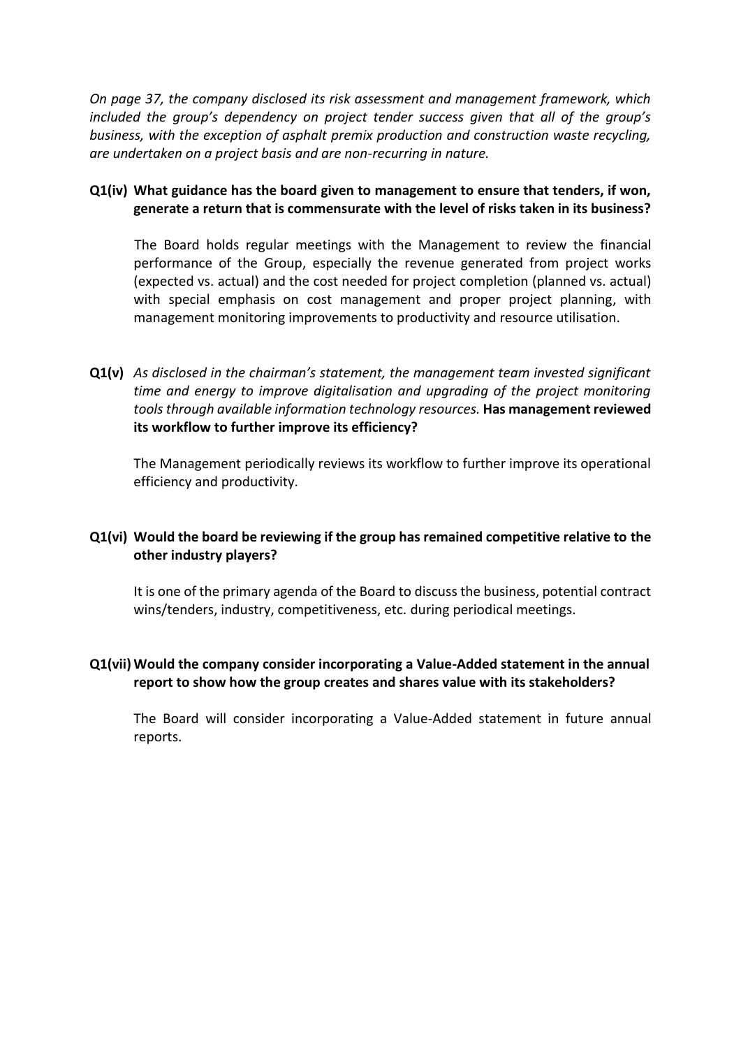*On page 37, the company disclosed its risk assessment and management framework, which included the group's dependency on project tender success given that all of the group's business, with the exception of asphalt premix production and construction waste recycling, are undertaken on a project basis and are non-recurring in nature.*

**Q1(iv) What guidance has the board given to management to ensure that tenders, if won, generate a return that is commensurate with the level of risks taken in its business?**

The Board holds regular meetings with the Management to review the financial performance of the Group, especially the revenue generated from project works (expected vs. actual) and the cost needed for project completion (planned vs. actual) with special emphasis on cost management and proper project planning, with management monitoring improvements to productivity and resource utilisation.

**Q1(v)** *As disclosed in the chairman's statement, the management team invested significant time and energy to improve digitalisation and upgrading of the project monitoring tools through available information technology resources.* **Has management reviewed its workflow to further improve its efficiency?**

The Management periodically reviews its workflow to further improve its operational efficiency and productivity.

**Q1(vi) Would the board be reviewing if the group has remained competitive relative to the other industry players?**

It is one of the primary agenda of the Board to discuss the business, potential contract wins/tenders, industry, competitiveness, etc. during periodical meetings.

**Q1(vii) Would the company consider incorporating a Value-Added statement in the annual report to show how the group creates and shares value with its stakeholders?**

The Board will consider incorporating a Value-Added statement in future annual reports.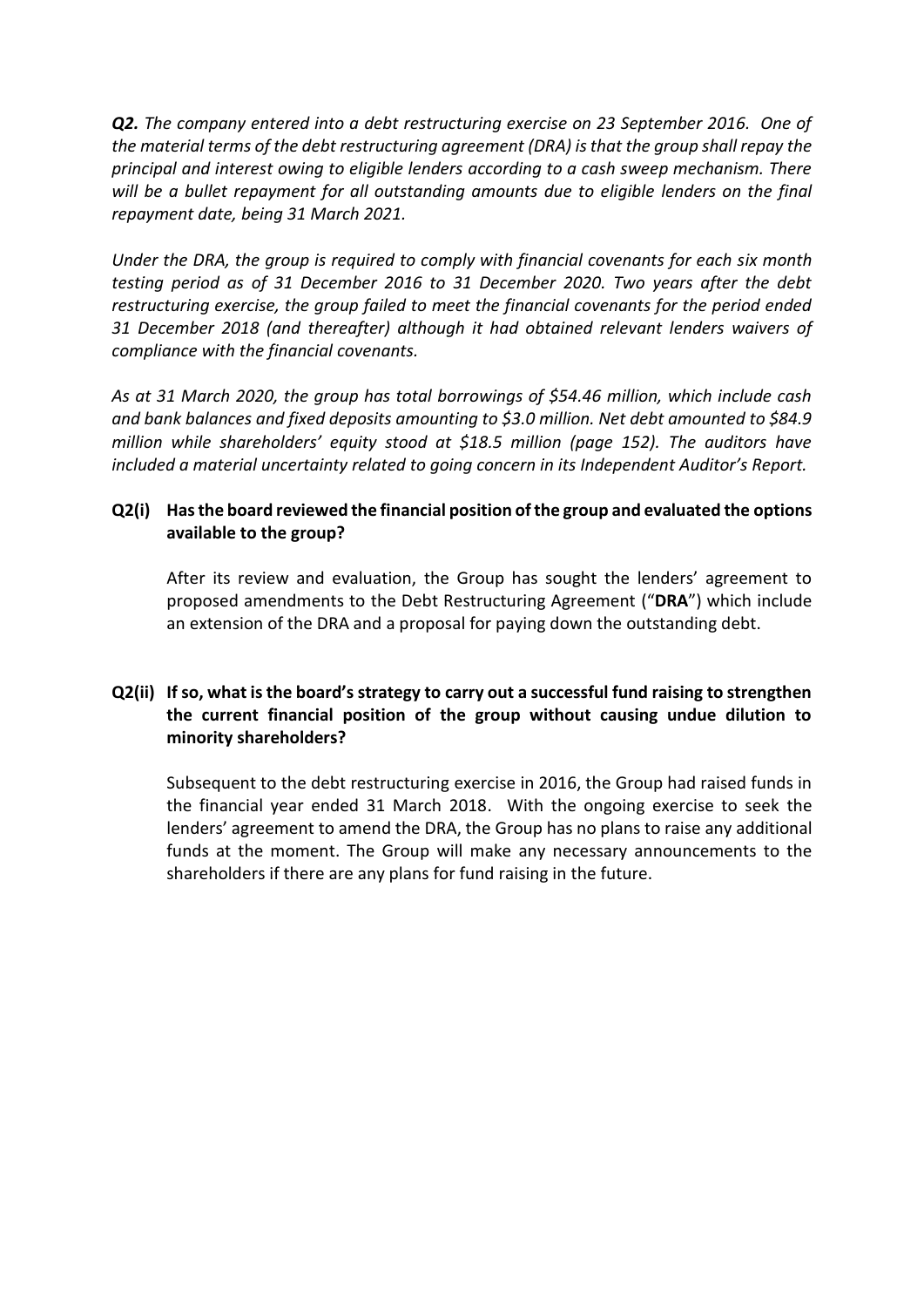***Q2.*** *The company entered into a debt restructuring exercise on 23 September 2016. One of the material terms of the debt restructuring agreement (DRA) is that the group shall repay the principal and interest owing to eligible lenders according to a cash sweep mechanism. There will be a bullet repayment for all outstanding amounts due to eligible lenders on the final repayment date, being 31 March 2021.*

*Under the DRA, the group is required to comply with financial covenants for each six month testing period as of 31 December 2016 to 31 December 2020. Two years after the debt restructuring exercise, the group failed to meet the financial covenants for the period ended 31 December 2018 (and thereafter) although it had obtained relevant lenders waivers of compliance with the financial covenants.*

*As at 31 March 2020, the group has total borrowings of $54.46 million, which include cash and bank balances and fixed deposits amounting to $3.0 million. Net debt amounted to $84.9 million while shareholders' equity stood at $18.5 million (page 152). The auditors have included a material uncertainty related to going concern in its Independent Auditor's Report.*

**Q2(i) Has the board reviewed the financial position of the group and evaluated the options available to the group?**

After its review and evaluation, the Group has sought the lenders' agreement to proposed amendments to the Debt Restructuring Agreement ("**DRA**") which include an extension of the DRA and a proposal for paying down the outstanding debt.

**Q2(ii) If so, what is the board's strategy to carry out a successful fund raising to strengthen the current financial position of the group without causing undue dilution to minority shareholders?**

Subsequent to the debt restructuring exercise in 2016, the Group had raised funds in the financial year ended 31 March 2018. With the ongoing exercise to seek the lenders' agreement to amend the DRA, the Group has no plans to raise any additional funds at the moment. The Group will make any necessary announcements to the shareholders if there are any plans for fund raising in the future.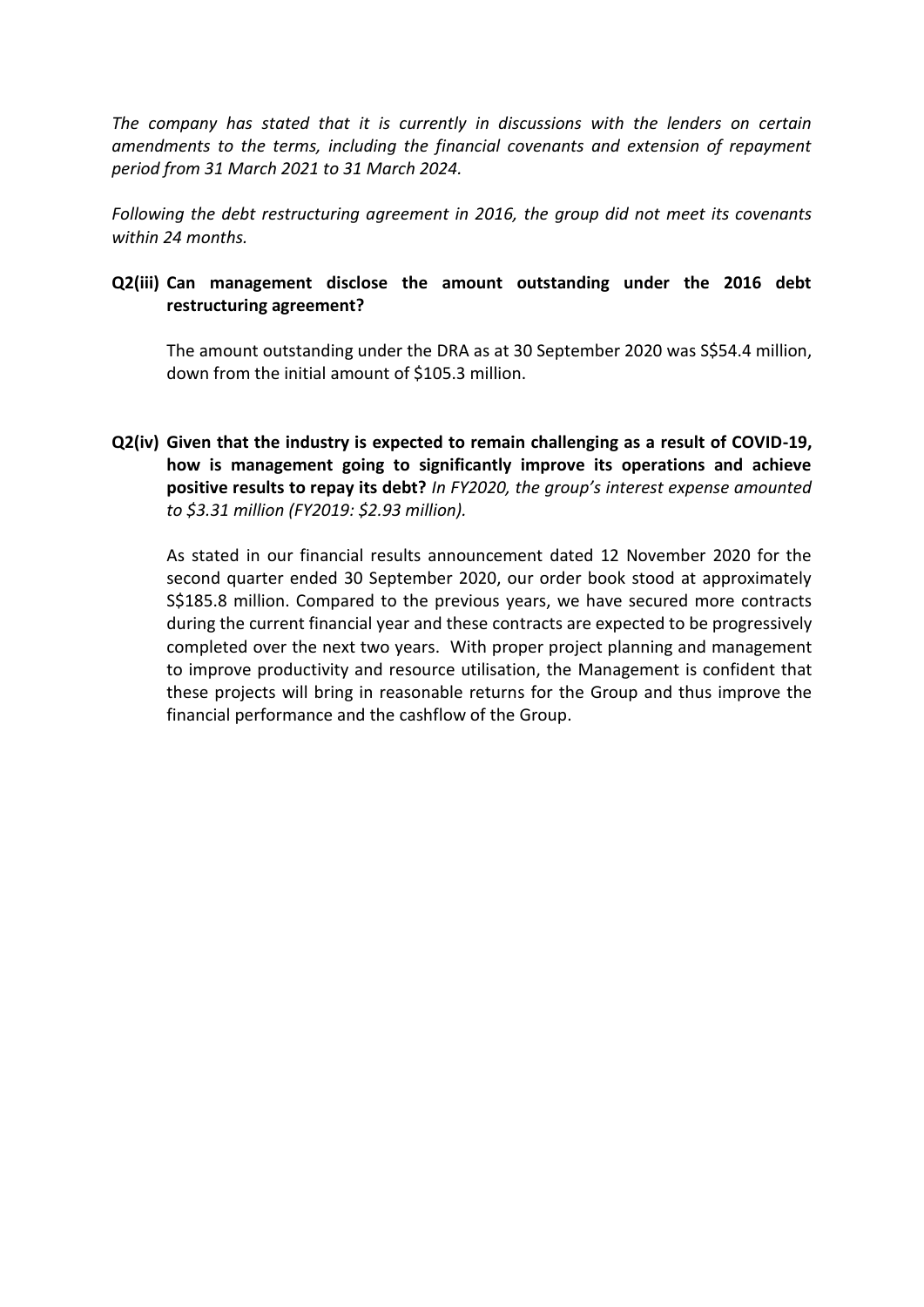*The company has stated that it is currently in discussions with the lenders on certain amendments to the terms, including the financial covenants and extension of repayment period from 31 March 2021 to 31 March 2024.*

*Following the debt restructuring agreement in 2016, the group did not meet its covenants within 24 months.*

**Q2(iii) Can management disclose the amount outstanding under the 2016 debt restructuring agreement?**

The amount outstanding under the DRA as at 30 September 2020 was S$54.4 million, down from the initial amount of $105.3 million.

**Q2(iv) Given that the industry is expected to remain challenging as a result of COVID-19, how is management going to significantly improve its operations and achieve positive results to repay its debt?** *In FY2020, the group's interest expense amounted to $3.31 million (FY2019: $2.93 million).*

As stated in our financial results announcement dated 12 November 2020 for the second quarter ended 30 September 2020, our order book stood at approximately S$185.8 million. Compared to the previous years, we have secured more contracts during the current financial year and these contracts are expected to be progressively completed over the next two years. With proper project planning and management to improve productivity and resource utilisation, the Management is confident that these projects will bring in reasonable returns for the Group and thus improve the financial performance and the cashflow of the Group.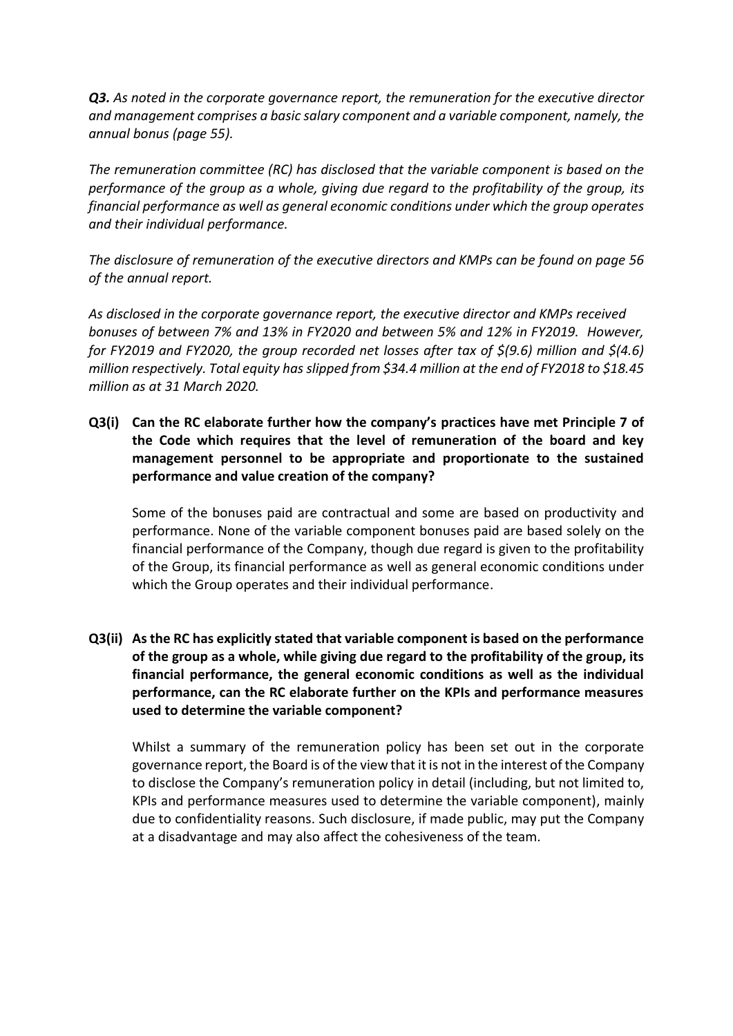***Q3.*** *As noted in the corporate governance report, the remuneration for the executive director and management comprises a basic salary component and a variable component, namely, the annual bonus (page 55).*

*The remuneration committee (RC) has disclosed that the variable component is based on the performance of the group as a whole, giving due regard to the profitability of the group, its financial performance as well as general economic conditions under which the group operates and their individual performance.*

*The disclosure of remuneration of the executive directors and KMPs can be found on page 56 of the annual report.*

*As disclosed in the corporate governance report, the executive director and KMPs received bonuses of between 7% and 13% in FY2020 and between 5% and 12% in FY2019. However, for FY2019 and FY2020, the group recorded net losses after tax of $(9.6) million and $(4.6) million respectively. Total equity has slipped from $34.4 million at the end of FY2018 to $18.45 million as at 31 March 2020.*

**Q3(i) Can the RC elaborate further how the company's practices have met Principle 7 of the Code which requires that the level of remuneration of the board and key management personnel to be appropriate and proportionate to the sustained performance and value creation of the company?**

Some of the bonuses paid are contractual and some are based on productivity and performance. None of the variable component bonuses paid are based solely on the financial performance of the Company, though due regard is given to the profitability of the Group, its financial performance as well as general economic conditions under which the Group operates and their individual performance.

**Q3(ii) As the RC has explicitly stated that variable component is based on the performance of the group as a whole, while giving due regard to the profitability of the group, its financial performance, the general economic conditions as well as the individual performance, can the RC elaborate further on the KPIs and performance measures used to determine the variable component?**

Whilst a summary of the remuneration policy has been set out in the corporate governance report, the Board is of the view that it is not in the interest of the Company to disclose the Company's remuneration policy in detail (including, but not limited to, KPIs and performance measures used to determine the variable component), mainly due to confidentiality reasons. Such disclosure, if made public, may put the Company at a disadvantage and may also affect the cohesiveness of the team.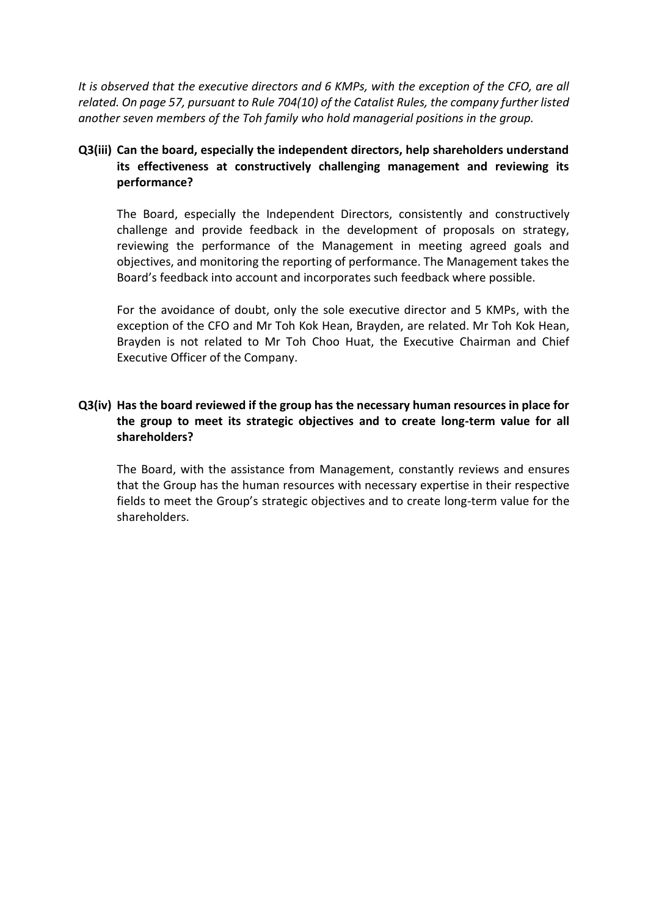*It is observed that the executive directors and 6 KMPs, with the exception of the CFO, are all related. On page 57, pursuant to Rule 704(10) of the Catalist Rules, the company further listed another seven members of the Toh family who hold managerial positions in the group.*

**Q3(iii) Can the board, especially the independent directors, help shareholders understand its effectiveness at constructively challenging management and reviewing its performance?**

The Board, especially the Independent Directors, consistently and constructively challenge and provide feedback in the development of proposals on strategy, reviewing the performance of the Management in meeting agreed goals and objectives, and monitoring the reporting of performance. The Management takes the Board's feedback into account and incorporates such feedback where possible.

For the avoidance of doubt, only the sole executive director and 5 KMPs, with the exception of the CFO and Mr Toh Kok Hean, Brayden, are related. Mr Toh Kok Hean, Brayden is not related to Mr Toh Choo Huat, the Executive Chairman and Chief Executive Officer of the Company.

**Q3(iv) Has the board reviewed if the group has the necessary human resources in place for the group to meet its strategic objectives and to create long-term value for all shareholders?**

The Board, with the assistance from Management, constantly reviews and ensures that the Group has the human resources with necessary expertise in their respective fields to meet the Group's strategic objectives and to create long-term value for the shareholders.